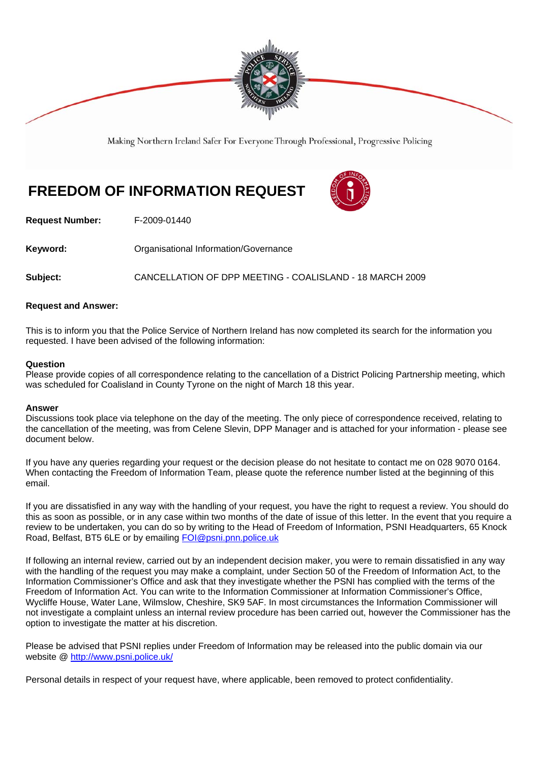Making Northern Ireland Safer For Everyone Through Professional, Progressive Policing

# FREEDOM OF INFORMATION REQUEST

**Request Number:** F-2009-01440

**Keyword:** Organisational Information/Governance

**Subject:** CANCELLATION OF DPP MEETING - COALISLAND - 18 MARCH 2009

**Request and Answer:**

This is to inform you that the Police Service of Northern Ireland has now completed its search for the information you requested. I have been advised of the following information:

**Question**
Please provide copies of all correspondence relating to the cancellation of a District Policing Partnership meeting, which was scheduled for Coalisland in County Tyrone on the night of March 18 this year.

**Answer**
Discussions took place via telephone on the day of the meeting. The only piece of correspondence received, relating to the cancellation of the meeting, was from Celene Slevin, DPP Manager and is attached for your information - please see document below.

If you have any queries regarding your request or the decision please do not hesitate to contact me on 028 9070 0164. When contacting the Freedom of Information Team, please quote the reference number listed at the beginning of this email.

If you are dissatisfied in any way with the handling of your request, you have the right to request a review. You should do this as soon as possible, or in any case within two months of the date of issue of this letter. In the event that you require a review to be undertaken, you can do so by writing to the Head of Freedom of Information, PSNI Headquarters, 65 Knock Road, Belfast, BT5 6LE or by emailing FOI@psni.pnn.police.uk

If following an internal review, carried out by an independent decision maker, you were to remain dissatisfied in any way with the handling of the request you may make a complaint, under Section 50 of the Freedom of Information Act, to the Information Commissioner's Office and ask that they investigate whether the PSNI has complied with the terms of the Freedom of Information Act. You can write to the Information Commissioner at Information Commissioner's Office, Wycliffe House, Water Lane, Wilmslow, Cheshire, SK9 5AF. In most circumstances the Information Commissioner will not investigate a complaint unless an internal review procedure has been carried out, however the Commissioner has the option to investigate the matter at his discretion.

Please be advised that PSNI replies under Freedom of Information may be released into the public domain via our website @ http://www.psni.police.uk/

Personal details in respect of your request have, where applicable, been removed to protect confidentiality.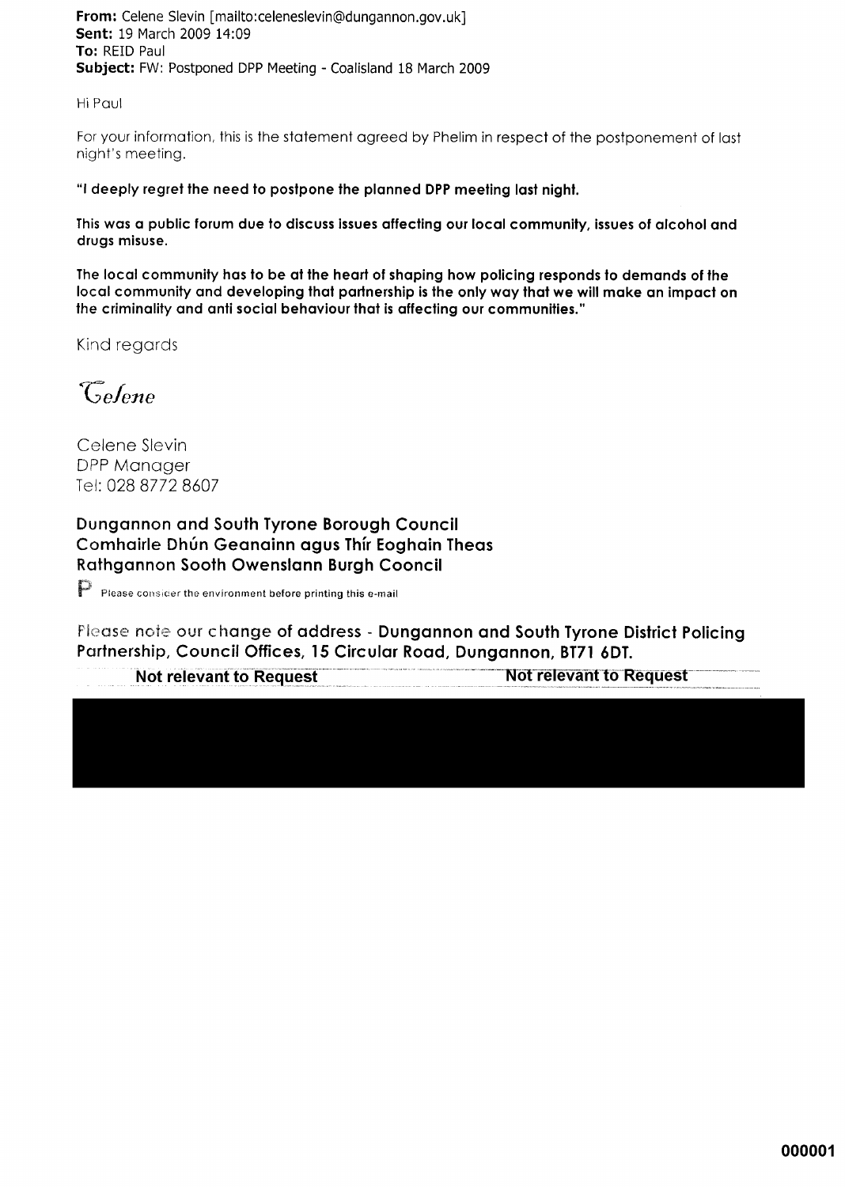**From:** Celene Slevin [mailto:celeneslevin@dungannon.gov.uk]
**Sent:** 19 March 2009 14:09
**To:** REID Paul
**Subject:** FW: Postponed DPP Meeting - Coalisland 18 March 2009

Hi Paul

For your information, this is the statement agreed by Phelim in respect of the postponement of last night's meeting.

**"I deeply regret the need to postpone the planned DPP meeting last night.**

**This was a public forum due to discuss issues affecting our local community, issues of alcohol and drugs misuse.**

**The local community has to be at the heart of shaping how policing responds to demands of the local community and developing that partnership is the only way that we will make an impact on the criminality and anti social behaviour that is affecting our communities."**

Kind regards

*Celene*

Celene Slevin
DPP Manager
Tel: 028 8772 8607

**Dungannon and South Tyrone Borough Council**
**Comhairle Dhún Geanainn agus Thír Eoghain Theas**
**Rathgannon Sooth Owenslann Burgh Cooncil**

Please consider the environment before printing this e-mail

Please note our change of address - **Dungannon and South Tyrone District Policing Partnership, Council Offices, 15 Circular Road, Dungannon, BT71 6DT.**

**Not relevant to Request** **Not relevant to Request**